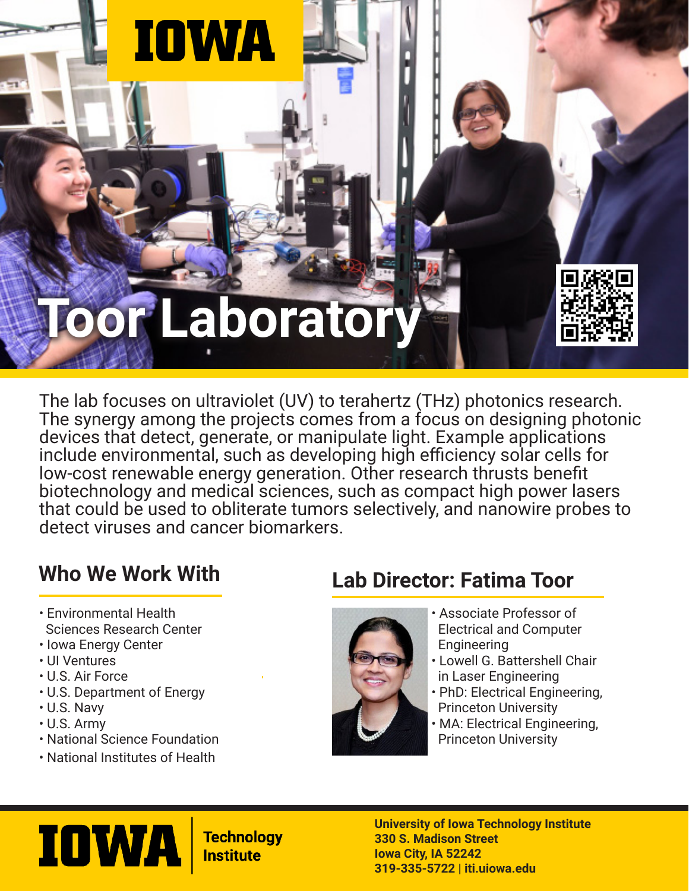IOWA

# Toor Laboratory

The lab focuses on ultraviolet (UV) to terahertz (THz) photonics research. The synergy among the projects comes from a focus on designing photonic devices that detect, generate, or manipulate light. Example applications include environmental, such as developing high efficiency solar cells for low-cost renewable energy generation. Other research thrusts benefit biotechnology and medical sciences, such as compact high power lasers that could be used to obliterate tumors selectively, and nanowire probes to detect viruses and cancer biomarkers.

## Who We Work With

- Environmental Health Sciences Research Center
- Iowa Energy Center
- UI Ventures
- U.S. Air Force
- U.S. Department of Energy
- U.S. Navy
- U.S. Army
- National Science Foundation
- National Institutes of Health

## Lab Director: Fatima Toor

- Associate Professor of Electrical and Computer Engineering
- Lowell G. Battershell Chair in Laser Engineering
- PhD: Electrical Engineering, Princeton University
- MA: Electrical Engineering, Princeton University

IOWA | Technology Institute

**University of Iowa Technology Institute**
**330 S. Madison Street**
**Iowa City, IA 52242**
**319-335-5722 | iti.uiowa.edu**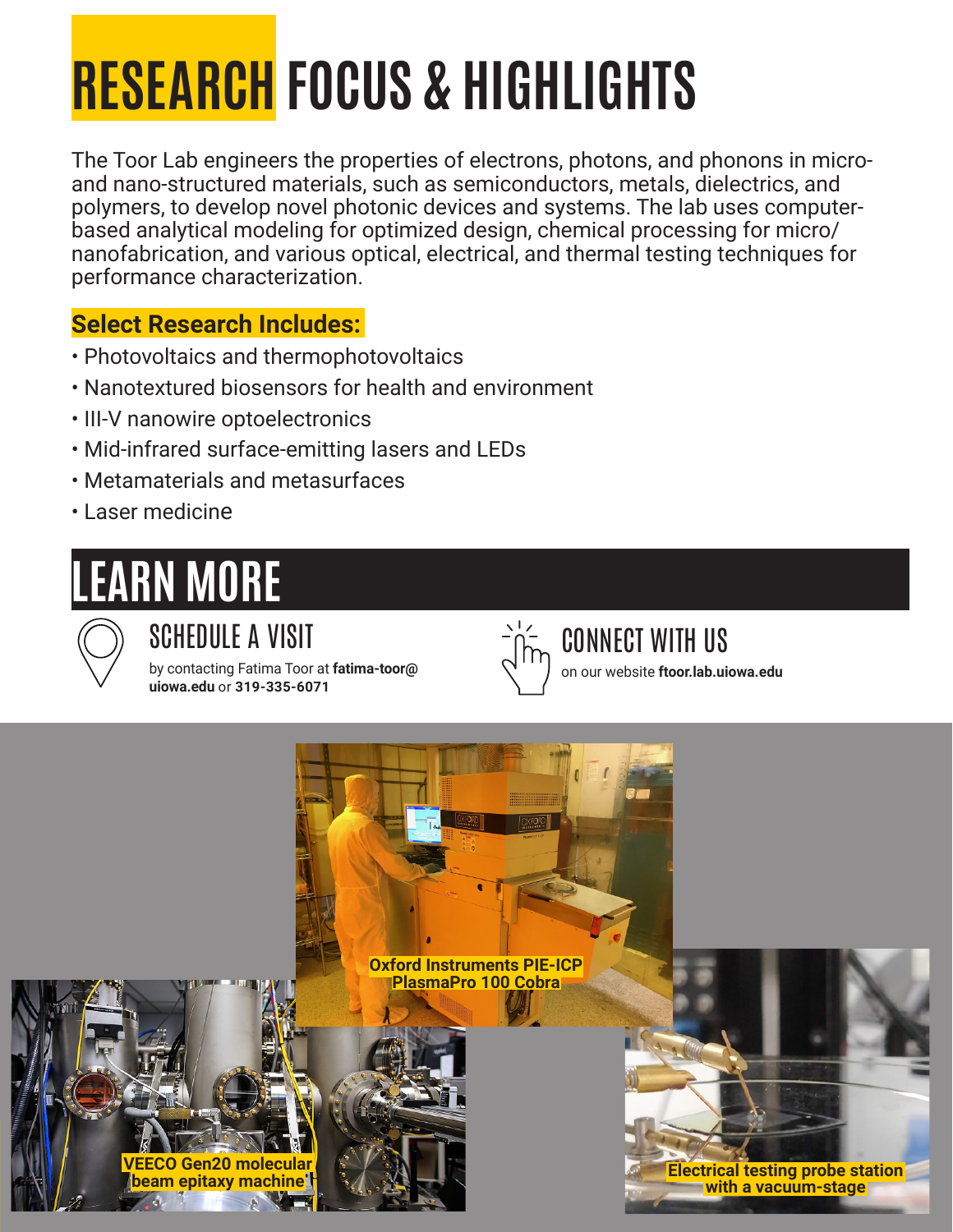# RESEARCH FOCUS & HIGHLIGHTS

The Toor Lab engineers the properties of electrons, photons, and phonons in micro- and nano-structured materials, such as semiconductors, metals, dielectrics, and polymers, to develop novel photonic devices and systems. The lab uses computer-based analytical modeling for optimized design, chemical processing for micro/nanofabrication, and various optical, electrical, and thermal testing techniques for performance characterization.

**Select Research Includes:**

- Photovoltaics and thermophotovoltaics
- Nanotextured biosensors for health and environment
- III-V nanowire optoelectronics
- Mid-infrared surface-emitting lasers and LEDs
- Metamaterials and metasurfaces
- Laser medicine

# LEARN MORE

## SCHEDULE A VISIT

by contacting Fatima Toor at **fatima-toor@uiowa.edu** or **319-335-6071**

## CONNECT WITH US

on our website **ftoor.lab.uiowa.edu**

**Oxford Instruments PIE-ICP PlasmaPro 100 Cobra**

**VEECO Gen20 molecular beam epitaxy machine**

**Electrical testing probe station with a vacuum-stage**